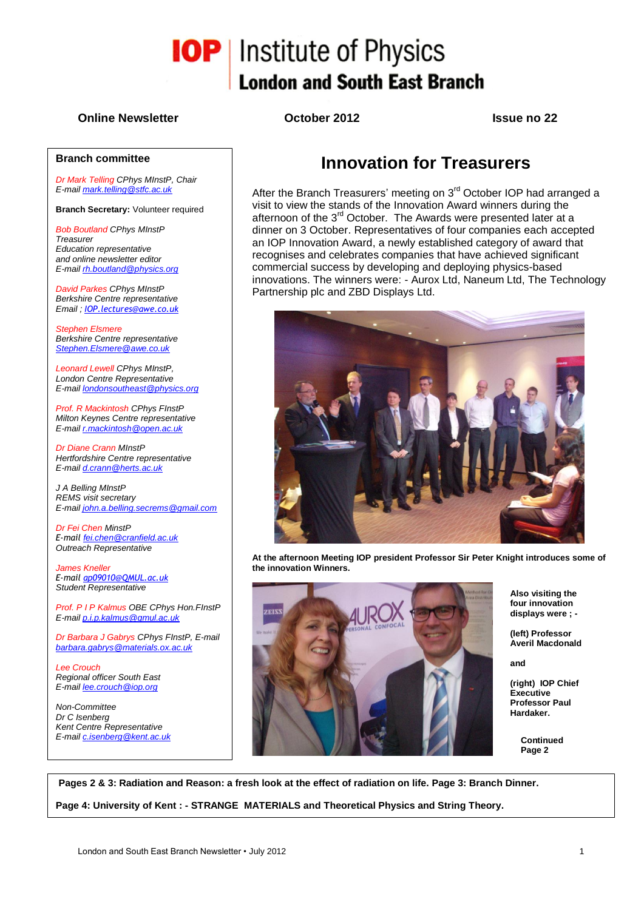# IOP Institute of Physics
## London and South East Branch

**Online Newsletter** | **October 2012** | **Issue no 22**

### Branch committee

*Dr Mark Telling CPhys MInstP, Chair*
*E-mail* mark.telling@stfc.ac.uk

**Branch Secretary:** Volunteer required

*Bob Boutland CPhys MInstP*
*Treasurer*
*Education representative*
*and online newsletter editor*
*E-mail* rh.boutland@physics.org

*David Parkes CPhys MInstP*
*Berkshire Centre representative*
*Email ;* IOP.lectures@awe.co.uk

*Stephen Elsmere*
*Berkshire Centre representative*
Stephen.Elsmere@awe.co.uk

*Leonard Lewell CPhys MInstP,*
*London Centre Representative*
*E-mail* londonsoutheast@physics.org

*Prof. R Mackintosh CPhys FInstP*
*Milton Keynes Centre representative*
*E-mail* r.mackintosh@open.ac.uk

*Dr Diane Crann MInstP*
*Hertfordshire Centre representative*
*E-mail* d.crann@herts.ac.uk

*J A Belling MInstP*
*REMS visit secretary*
*E-mail* john.a.belling.secrems@gmail.com

*Dr Fei Chen MinstP*
*E-mail* fei.chen@cranfield.ac.uk
*Outreach Representative*

*James Kneller*
*E-mail* ap09010@QMUL.ac.uk
*Student Representative*

*Prof. P I P Kalmus OBE CPhys Hon.FInstP*
*E-mail* p.i.p.kalmus@qmul.ac.uk

*Dr Barbara J Gabrys CPhys FInstP, E-mail* barbara.gabrys@materials.ox.ac.uk

*Lee Crouch*
*Regional officer South East*
*E-mail* lee.crouch@iop.org

*Non-Committee*
*Dr C Isenberg*
*Kent Centre Representative*
*E-mail* c.isenberg@kent.ac.uk

# Innovation for Treasurers

After the Branch Treasurers' meeting on 3rd October IOP had arranged a visit to view the stands of the Innovation Award winners during the afternoon of the 3rd October. The Awards were presented later at a dinner on 3 October. Representatives of four companies each accepted an IOP Innovation Award, a newly established category of award that recognises and celebrates companies that have achieved significant commercial success by developing and deploying physics-based innovations. The winners were: - Aurox Ltd, Naneum Ltd, The Technology Partnership plc and ZBD Displays Ltd.

**At the afternoon Meeting IOP president Professor Sir Peter Knight introduces some of the innovation Winners.**

**Also visiting the four innovation displays were ; -**

**(left) Professor Averil Macdonald**

**and**

**(right) IOP Chief Executive Professor Paul Hardaker.**

**Continued Page 2**

---

**Pages 2 & 3: Radiation and Reason: a fresh look at the effect of radiation on life. Page 3: Branch Dinner.**

**Page 4: University of Kent : - STRANGE MATERIALS and Theoretical Physics and String Theory.**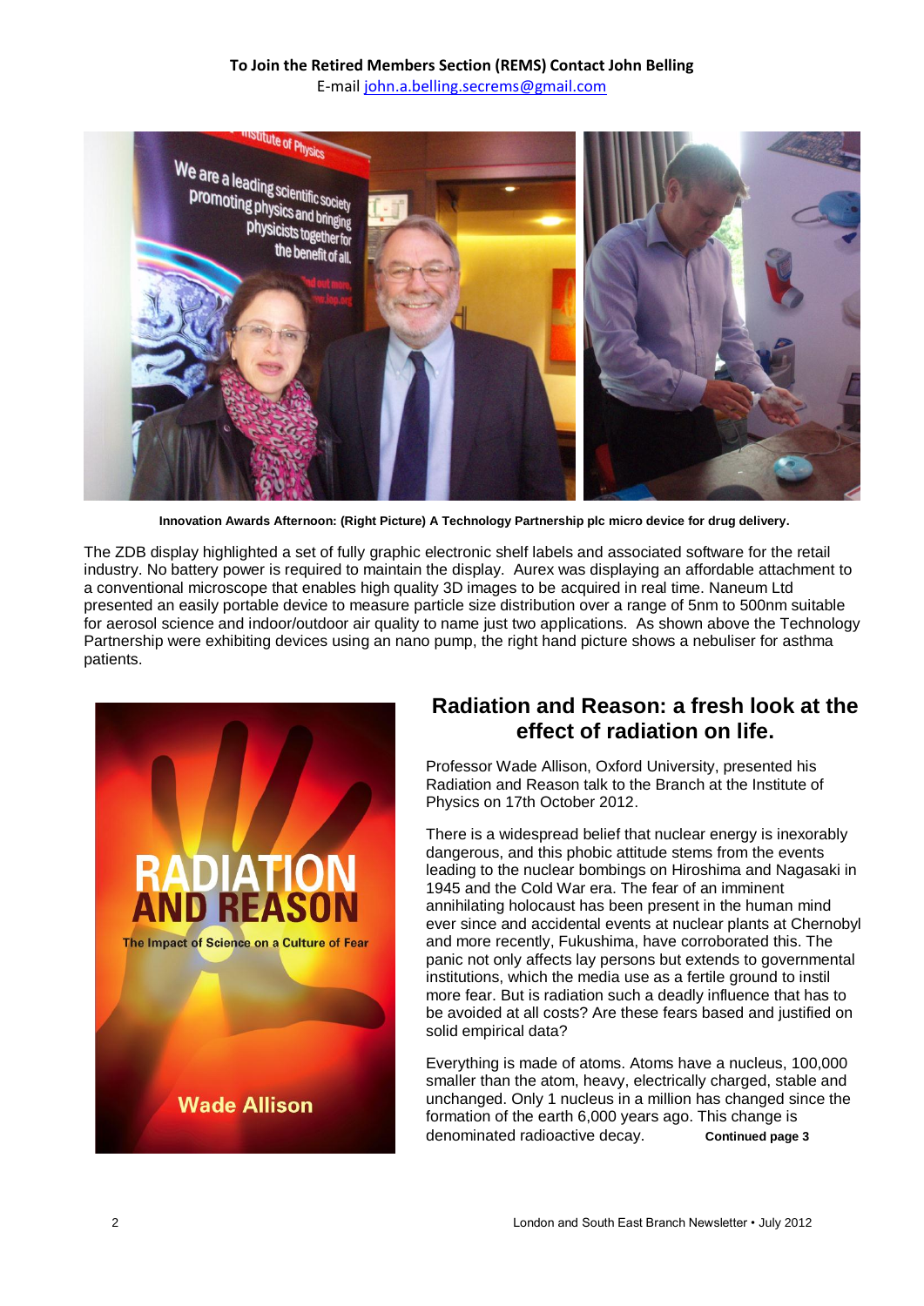**To Join the Retired Members Section (REMS) Contact John Belling**
E-mail john.a.belling.secrems@gmail.com

**Innovation Awards Afternoon: (Right Picture) A Technology Partnership plc micro device for drug delivery.**

The ZDB display highlighted a set of fully graphic electronic shelf labels and associated software for the retail industry. No battery power is required to maintain the display. Aurex was displaying an affordable attachment to a conventional microscope that enables high quality 3D images to be acquired in real time. Naneum Ltd presented an easily portable device to measure particle size distribution over a range of 5nm to 500nm suitable for aerosol science and indoor/outdoor air quality to name just two applications. As shown above the Technology Partnership were exhibiting devices using an nano pump, the right hand picture shows a nebuliser for asthma patients.

## Radiation and Reason: a fresh look at the effect of radiation on life.

Professor Wade Allison, Oxford University, presented his Radiation and Reason talk to the Branch at the Institute of Physics on 17th October 2012.

There is a widespread belief that nuclear energy is inexorably dangerous, and this phobic attitude stems from the events leading to the nuclear bombings on Hiroshima and Nagasaki in 1945 and the Cold War era. The fear of an imminent annihilating holocaust has been present in the human mind ever since and accidental events at nuclear plants at Chernobyl and more recently, Fukushima, have corroborated this. The panic not only affects lay persons but extends to governmental institutions, which the media use as a fertile ground to instil more fear. But is radiation such a deadly influence that has to be avoided at all costs? Are these fears based and justified on solid empirical data?

Everything is made of atoms. Atoms have a nucleus, 100,000 smaller than the atom, heavy, electrically charged, stable and unchanged. Only 1 nucleus in a million has changed since the formation of the earth 6,000 years ago. This change is denominated radioactive decay. **Continued page 3**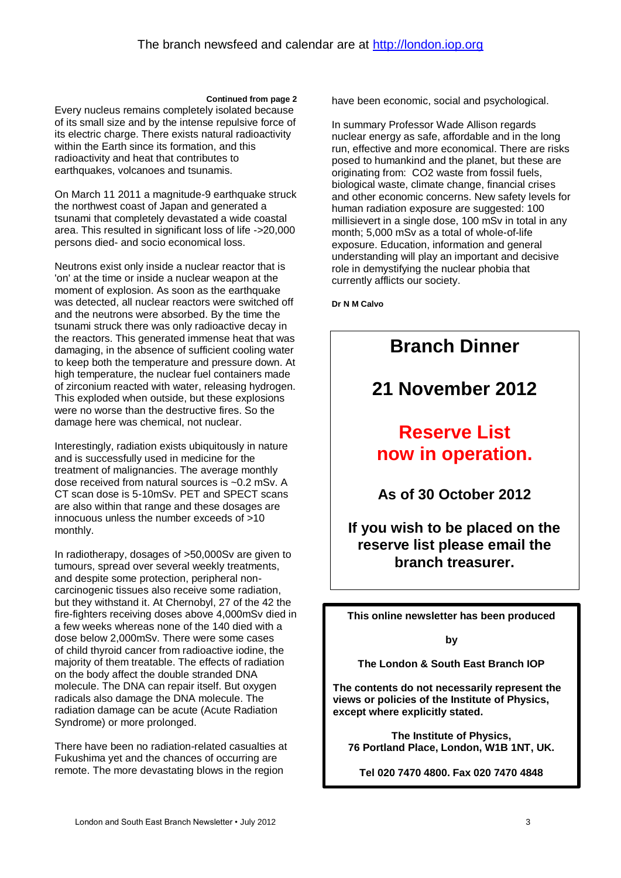The branch newsfeed and calendar are at http://london.iop.org

**Continued from page 2**

Every nucleus remains completely isolated because of its small size and by the intense repulsive force of its electric charge. There exists natural radioactivity within the Earth since its formation, and this radioactivity and heat that contributes to earthquakes, volcanoes and tsunamis.

On March 11 2011 a magnitude-9 earthquake struck the northwest coast of Japan and generated a tsunami that completely devastated a wide coastal area. This resulted in significant loss of life ->20,000 persons died- and socio economical loss.

Neutrons exist only inside a nuclear reactor that is 'on' at the time or inside a nuclear weapon at the moment of explosion. As soon as the earthquake was detected, all nuclear reactors were switched off and the neutrons were absorbed. By the time the tsunami struck there was only radioactive decay in the reactors. This generated immense heat that was damaging, in the absence of sufficient cooling water to keep both the temperature and pressure down. At high temperature, the nuclear fuel containers made of zirconium reacted with water, releasing hydrogen. This exploded when outside, but these explosions were no worse than the destructive fires. So the damage here was chemical, not nuclear.

Interestingly, radiation exists ubiquitously in nature and is successfully used in medicine for the treatment of malignancies. The average monthly dose received from natural sources is ~0.2 mSv. A CT scan dose is 5-10mSv. PET and SPECT scans are also within that range and these dosages are innocuous unless the number exceeds of >10 monthly.

In radiotherapy, dosages of >50,000Sv are given to tumours, spread over several weekly treatments, and despite some protection, peripheral non-carcinogenic tissues also receive some radiation, but they withstand it. At Chernobyl, 27 of the 42 the fire-fighters receiving doses above 4,000mSv died in a few weeks whereas none of the 140 died with a dose below 2,000mSv. There were some cases of child thyroid cancer from radioactive iodine, the majority of them treatable. The effects of radiation on the body affect the double stranded DNA molecule. The DNA can repair itself. But oxygen radicals also damage the DNA molecule. The radiation damage can be acute (Acute Radiation Syndrome) or more prolonged.

There have been no radiation-related casualties at Fukushima yet and the chances of occurring are remote. The more devastating blows in the region have been economic, social and psychological.

In summary Professor Wade Allison regards nuclear energy as safe, affordable and in the long run, effective and more economical. There are risks posed to humankind and the planet, but these are originating from: $CO_2$ waste from fossil fuels, biological waste, climate change, financial crises and other economic concerns. New safety levels for human radiation exposure are suggested: 100 millisievert in a single dose, 100 mSv in total in any month; 5,000 mSv as a total of whole-of-life exposure. Education, information and general understanding will play an important and decisive role in demystifying the nuclear phobia that currently afflicts our society.

**Dr N M Calvo**

## Branch Dinner

## 21 November 2012

## Reserve List now in operation.

**As of 30 October 2012**

**If you wish to be placed on the reserve list please email the branch treasurer.**

**This online newsletter has been produced**

**by**

**The London & South East Branch IOP**

**The contents do not necessarily represent the views or policies of the Institute of Physics, except where explicitly stated.**

**The Institute of Physics, 76 Portland Place, London, W1B 1NT, UK.**

**Tel 020 7470 4800. Fax 020 7470 4848**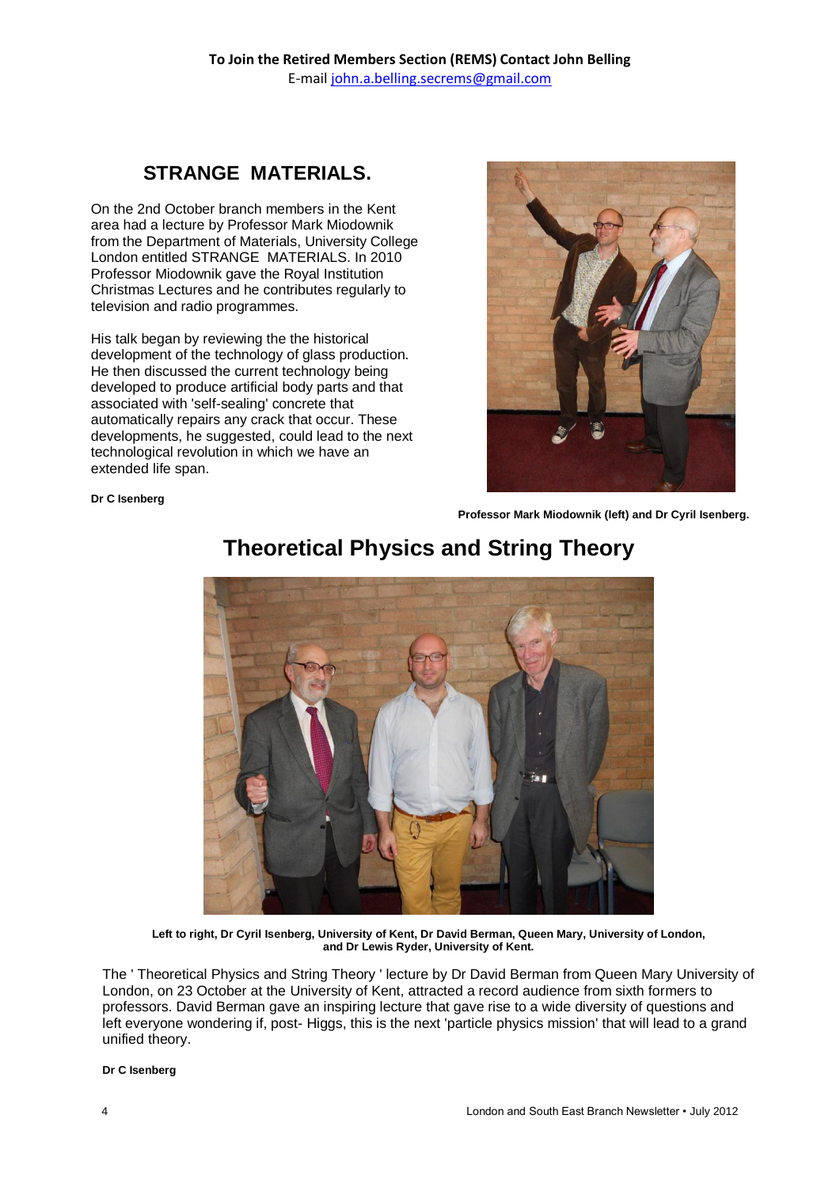**To Join the Retired Members Section (REMS) Contact John Belling**
E-mail john.a.belling.secrems@gmail.com

## STRANGE MATERIALS.

On the 2nd October branch members in the Kent area had a lecture by Professor Mark Miodownik from the Department of Materials, University College London entitled STRANGE MATERIALS. In 2010 Professor Miodownik gave the Royal Institution Christmas Lectures and he contributes regularly to television and radio programmes.

His talk began by reviewing the the historical development of the technology of glass production. He then discussed the current technology being developed to produce artificial body parts and that associated with 'self-sealing' concrete that automatically repairs any crack that occur. These developments, he suggested, could lead to the next technological revolution in which we have an extended life span.

**Dr C Isenberg**

**Professor Mark Miodownik (left) and Dr Cyril Isenberg.**

## Theoretical Physics and String Theory

**Left to right, Dr Cyril Isenberg, University of Kent, Dr David Berman, Queen Mary, University of London, and Dr Lewis Ryder, University of Kent.**

The ' Theoretical Physics and String Theory ' lecture by Dr David Berman from Queen Mary University of London, on 23 October at the University of Kent, attracted a record audience from sixth formers to professors. David Berman gave an inspiring lecture that gave rise to a wide diversity of questions and left everyone wondering if, post- Higgs, this is the next 'particle physics mission' that will lead to a grand unified theory.

**Dr C Isenberg**